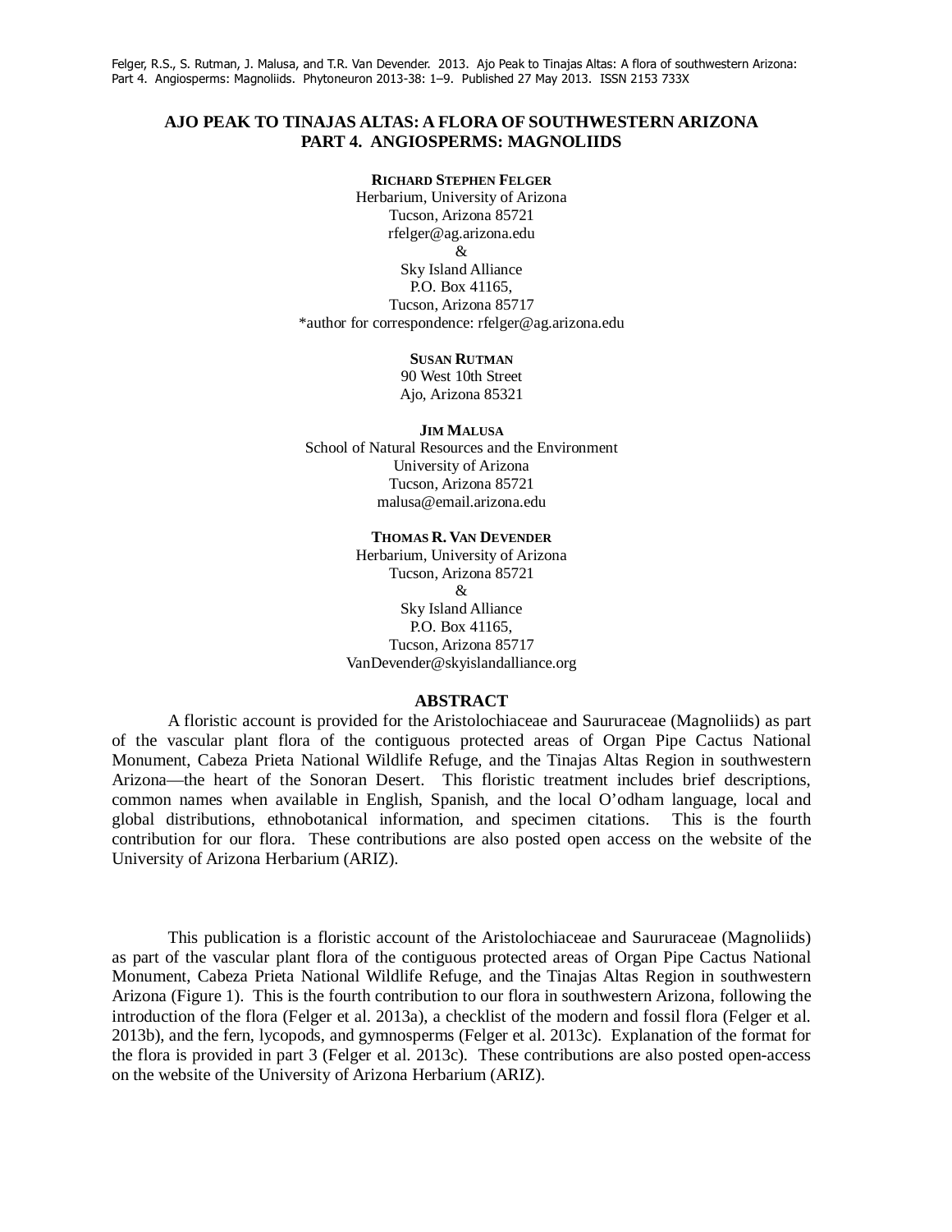Felger, R.S., S. Rutman, J. Malusa, and T.R. Van Devender. 2013. Ajo Peak to Tinajas Altas: A flora of southwestern Arizona: Part 4. Angiosperms: Magnoliids. Phytoneuron 2013-38: 1–9. Published 27 May 2013. ISSN 2153 733X

# AJO PEAK TO TINAJAS ALTAS: A FLORA OF SOUTHWESTERN ARIZONA PART 4. ANGIOSPERMS: MAGNOLIIDS

**RICHARD STEPHEN FELGER**
Herbarium, University of Arizona
Tucson, Arizona 85721
rfelger@ag.arizona.edu
&
Sky Island Alliance
P.O. Box 41165,
Tucson, Arizona 85717
*author for correspondence: rfelger@ag.arizona.edu

**SUSAN RUTMAN**
90 West 10th Street
Ajo, Arizona 85321

**JIM MALUSA**
School of Natural Resources and the Environment
University of Arizona
Tucson, Arizona 85721
malusa@email.arizona.edu

**THOMAS R. VAN DEVENDER**
Herbarium, University of Arizona
Tucson, Arizona 85721
&
Sky Island Alliance
P.O. Box 41165,
Tucson, Arizona 85717
VanDevender@skyislandalliance.org

## ABSTRACT

A floristic account is provided for the Aristolochiaceae and Saururaceae (Magnoliids) as part of the vascular plant flora of the contiguous protected areas of Organ Pipe Cactus National Monument, Cabeza Prieta National Wildlife Refuge, and the Tinajas Altas Region in southwestern Arizona—the heart of the Sonoran Desert. This floristic treatment includes brief descriptions, common names when available in English, Spanish, and the local O'odham language, local and global distributions, ethnobotanical information, and specimen citations. This is the fourth contribution for our flora. These contributions are also posted open access on the website of the University of Arizona Herbarium (ARIZ).

This publication is a floristic account of the Aristolochiaceae and Saururaceae (Magnoliids) as part of the vascular plant flora of the contiguous protected areas of Organ Pipe Cactus National Monument, Cabeza Prieta National Wildlife Refuge, and the Tinajas Altas Region in southwestern Arizona (Figure 1). This is the fourth contribution to our flora in southwestern Arizona, following the introduction of the flora (Felger et al. 2013a), a checklist of the modern and fossil flora (Felger et al. 2013b), and the fern, lycopods, and gymnosperms (Felger et al. 2013c). Explanation of the format for the flora is provided in part 3 (Felger et al. 2013c). These contributions are also posted open-access on the website of the University of Arizona Herbarium (ARIZ).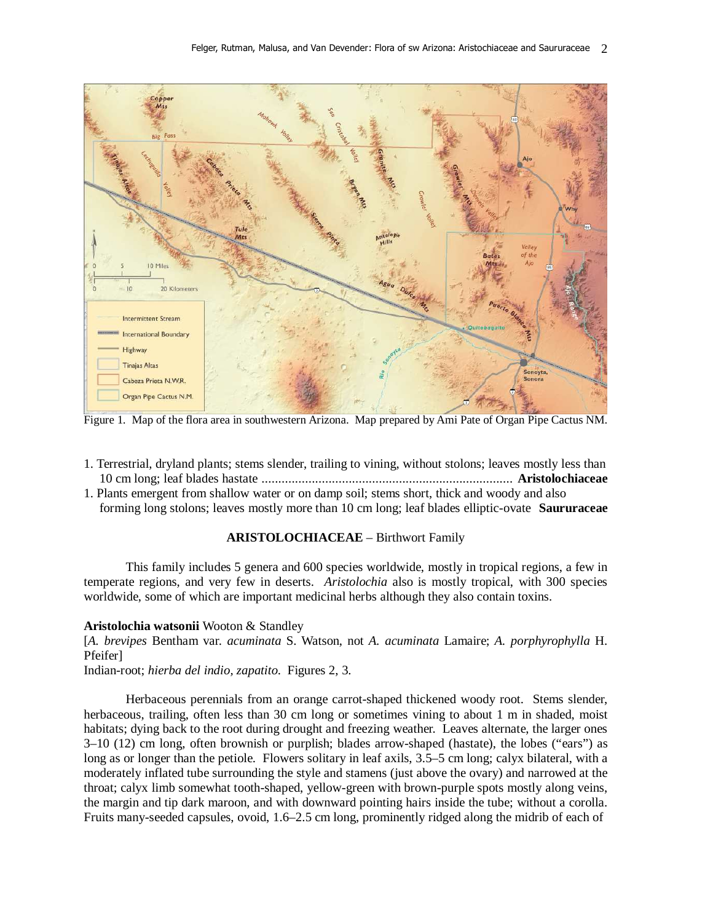Figure 1. Map of the flora area in southwestern Arizona. Map prepared by Ami Pate of Organ Pipe Cactus NM.

1. Terrestrial, dryland plants; stems slender, trailing to vining, without stolons; leaves mostly less than 10 cm long; leaf blades hastate ........................................................................... **Aristolochiaceae**
1. Plants emergent from shallow water or on damp soil; stems short, thick and woody and also forming long stolons; leaves mostly more than 10 cm long; leaf blades elliptic-ovate **Saururaceae**

## ARISTOLOCHIACEAE – Birthwort Family

This family includes 5 genera and 600 species worldwide, mostly in tropical regions, a few in temperate regions, and very few in deserts. *Aristolochia* also is mostly tropical, with 300 species worldwide, some of which are important medicinal herbs although they also contain toxins.

**Aristolochia watsonii** Wooton & Standley
[*A. brevipes* Bentham var. *acuminata* S. Watson, not *A. acuminata* Lamaire; *A. porphyrophylla* H. Pfeifer]
Indian-root; *hierba del indio, zapatito.* Figures 2, 3.

Herbaceous perennials from an orange carrot-shaped thickened woody root. Stems slender, herbaceous, trailing, often less than 30 cm long or sometimes vining to about 1 m in shaded, moist habitats; dying back to the root during drought and freezing weather. Leaves alternate, the larger ones 3–10 (12) cm long, often brownish or purplish; blades arrow-shaped (hastate), the lobes ("ears") as long as or longer than the petiole. Flowers solitary in leaf axils, 3.5–5 cm long; calyx bilateral, with a moderately inflated tube surrounding the style and stamens (just above the ovary) and narrowed at the throat; calyx limb somewhat tooth-shaped, yellow-green with brown-purple spots mostly along veins, the margin and tip dark maroon, and with downward pointing hairs inside the tube; without a corolla. Fruits many-seeded capsules, ovoid, 1.6–2.5 cm long, prominently ridged along the midrib of each of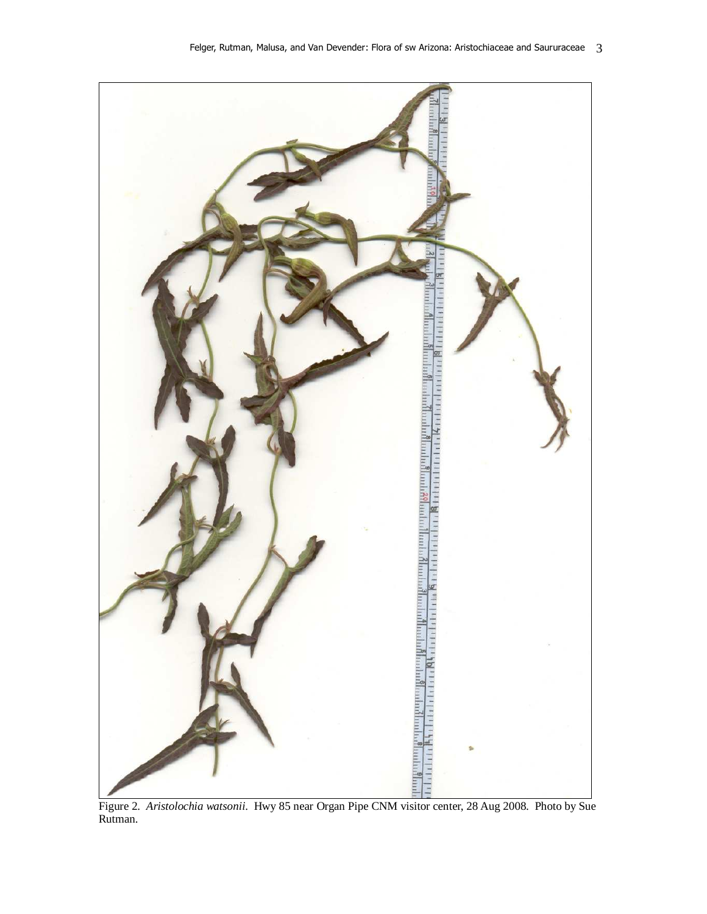Figure 2. *Aristolochia watsonii*. Hwy 85 near Organ Pipe CNM visitor center, 28 Aug 2008. Photo by Sue Rutman.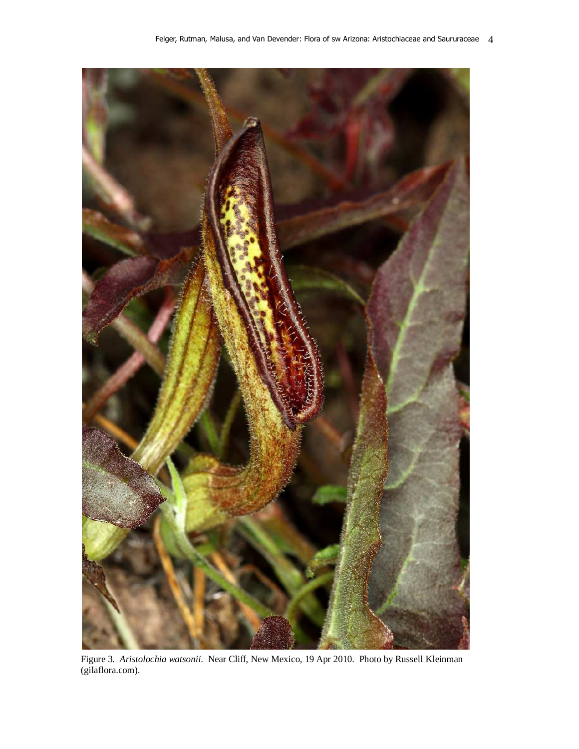Figure 3. *Aristolochia watsonii*. Near Cliff, New Mexico, 19 Apr 2010. Photo by Russell Kleinman (gilaflora.com).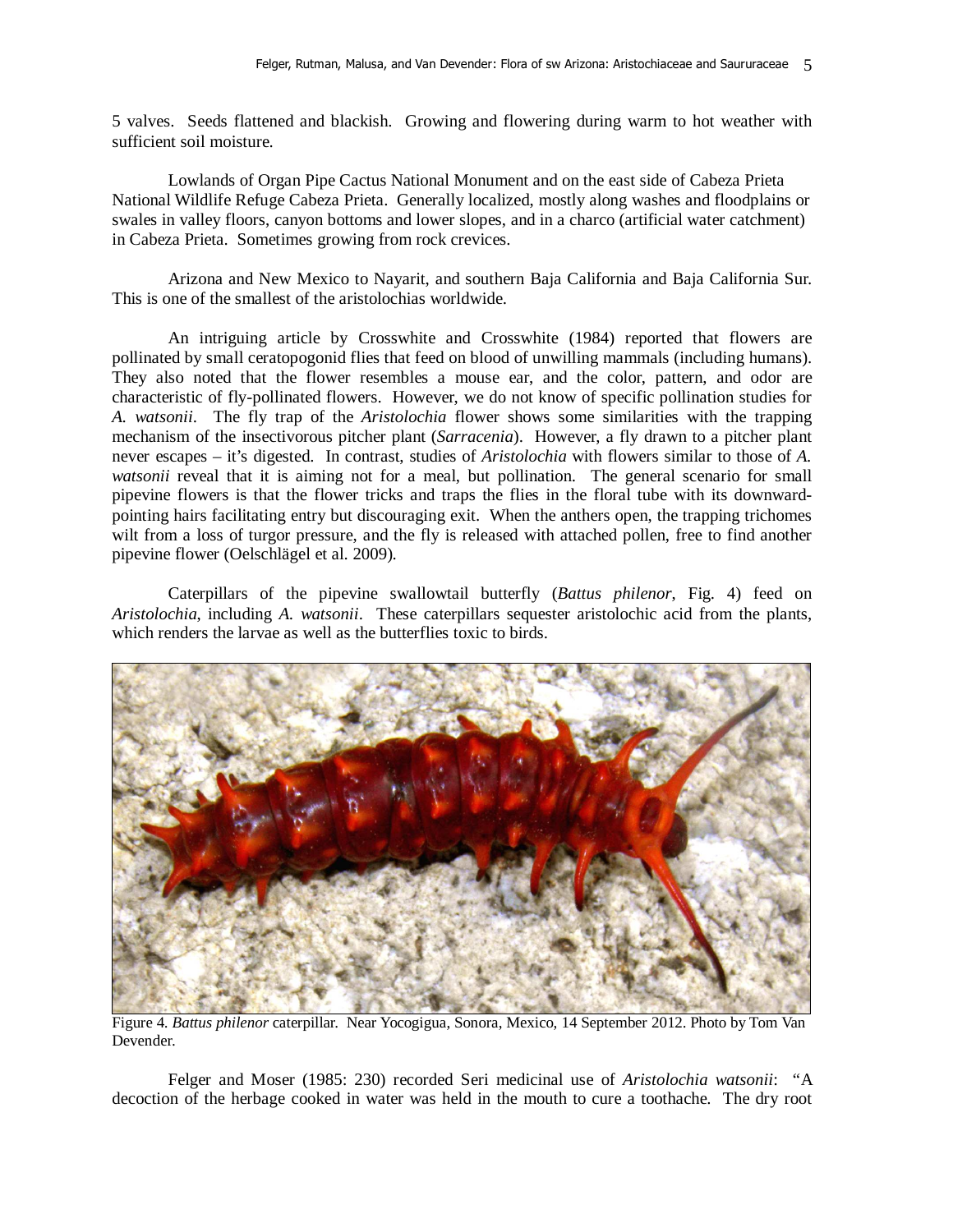5 valves. Seeds flattened and blackish. Growing and flowering during warm to hot weather with sufficient soil moisture.

Lowlands of Organ Pipe Cactus National Monument and on the east side of Cabeza Prieta National Wildlife Refuge Cabeza Prieta. Generally localized, mostly along washes and floodplains or swales in valley floors, canyon bottoms and lower slopes, and in a charco (artificial water catchment) in Cabeza Prieta. Sometimes growing from rock crevices.

Arizona and New Mexico to Nayarit, and southern Baja California and Baja California Sur. This is one of the smallest of the aristolochias worldwide.

An intriguing article by Crosswhite and Crosswhite (1984) reported that flowers are pollinated by small ceratopogonid flies that feed on blood of unwilling mammals (including humans). They also noted that the flower resembles a mouse ear, and the color, pattern, and odor are characteristic of fly-pollinated flowers. However, we do not know of specific pollination studies for *A. watsonii*. The fly trap of the *Aristolochia* flower shows some similarities with the trapping mechanism of the insectivorous pitcher plant (*Sarracenia*). However, a fly drawn to a pitcher plant never escapes – it's digested. In contrast, studies of *Aristolochia* with flowers similar to those of *A. watsonii* reveal that it is aiming not for a meal, but pollination. The general scenario for small pipevine flowers is that the flower tricks and traps the flies in the floral tube with its downward-pointing hairs facilitating entry but discouraging exit. When the anthers open, the trapping trichomes wilt from a loss of turgor pressure, and the fly is released with attached pollen, free to find another pipevine flower (Oelschlägel et al. 2009).

Caterpillars of the pipevine swallowtail butterfly (*Battus philenor*, Fig. 4) feed on *Aristolochia*, including *A. watsonii*. These caterpillars sequester aristolochic acid from the plants, which renders the larvae as well as the butterflies toxic to birds.

Figure 4. *Battus philenor* caterpillar. Near Yocogigua, Sonora, Mexico, 14 September 2012. Photo by Tom Van Devender.

Felger and Moser (1985: 230) recorded Seri medicinal use of *Aristolochia watsonii*: "A decoction of the herbage cooked in water was held in the mouth to cure a toothache. The dry root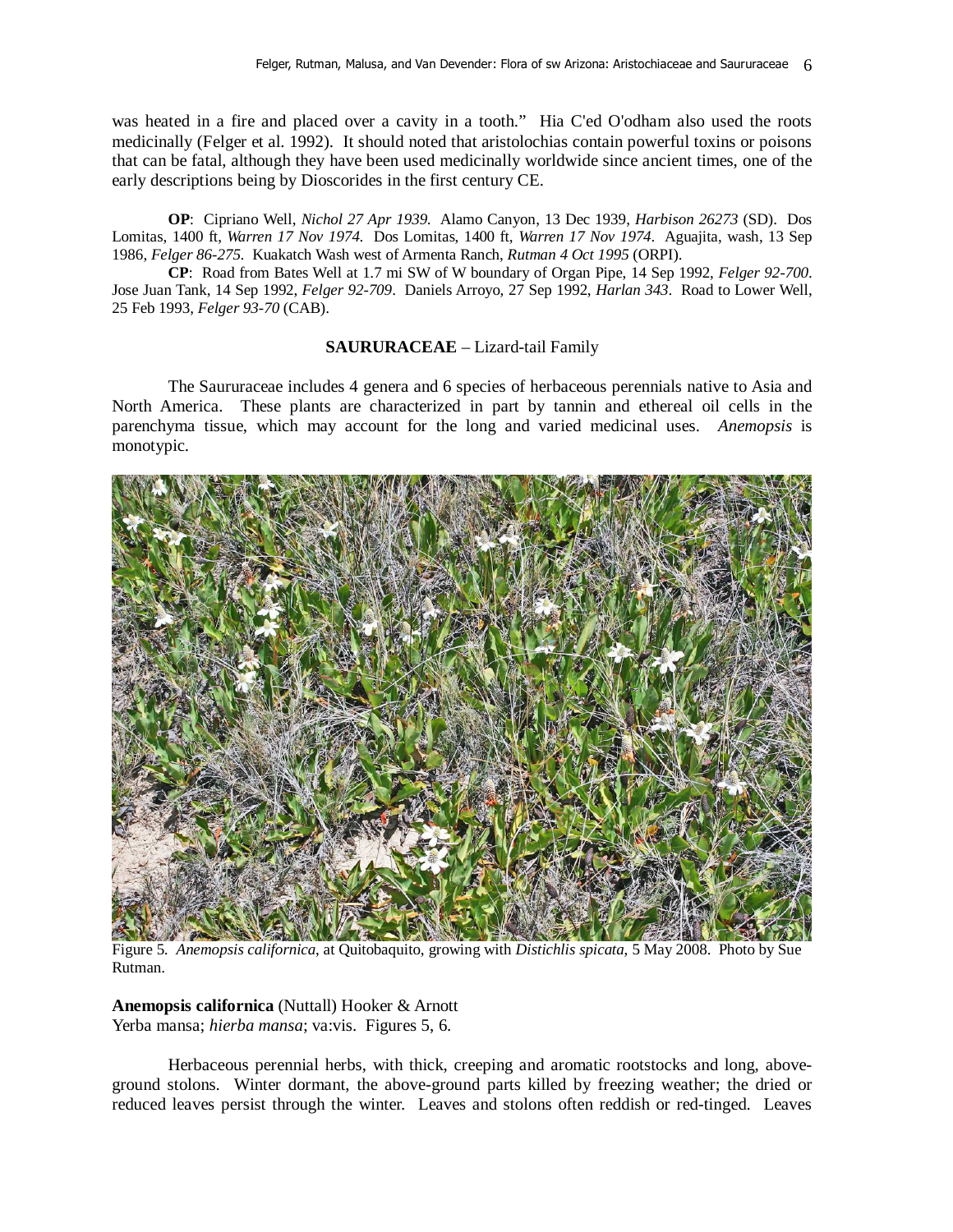was heated in a fire and placed over a cavity in a tooth." Hia C'ed O'odham also used the roots medicinally (Felger et al. 1992). It should noted that aristolochias contain powerful toxins or poisons that can be fatal, although they have been used medicinally worldwide since ancient times, one of the early descriptions being by Dioscorides in the first century CE.

**OP**: Cipriano Well, *Nichol 27 Apr 1939*. Alamo Canyon, 13 Dec 1939, *Harbison 26273* (SD). Dos Lomitas, 1400 ft, *Warren 17 Nov 1974*. Dos Lomitas, 1400 ft, *Warren 17 Nov 1974*. Aguajita, wash, 13 Sep 1986, *Felger 86-275*. Kuakatch Wash west of Armenta Ranch, *Rutman 4 Oct 1995* (ORPI).

**CP**: Road from Bates Well at 1.7 mi SW of W boundary of Organ Pipe, 14 Sep 1992, *Felger 92-700*. Jose Juan Tank, 14 Sep 1992, *Felger 92-709*. Daniels Arroyo, 27 Sep 1992, *Harlan 343*. Road to Lower Well, 25 Feb 1993, *Felger 93-70* (CAB).

## SAURURACEAE – Lizard-tail Family

The Saururaceae includes 4 genera and 6 species of herbaceous perennials native to Asia and North America. These plants are characterized in part by tannin and ethereal oil cells in the parenchyma tissue, which may account for the long and varied medicinal uses. *Anemopsis* is monotypic.

Figure 5. *Anemopsis californica*, at Quitobaquito, growing with *Distichlis spicata*, 5 May 2008. Photo by Sue Rutman.

**Anemopsis californica** (Nuttall) Hooker & Arnott
Yerba mansa; *hierba mansa*; va:vis. Figures 5, 6.

Herbaceous perennial herbs, with thick, creeping and aromatic rootstocks and long, above-ground stolons. Winter dormant, the above-ground parts killed by freezing weather; the dried or reduced leaves persist through the winter. Leaves and stolons often reddish or red-tinged. Leaves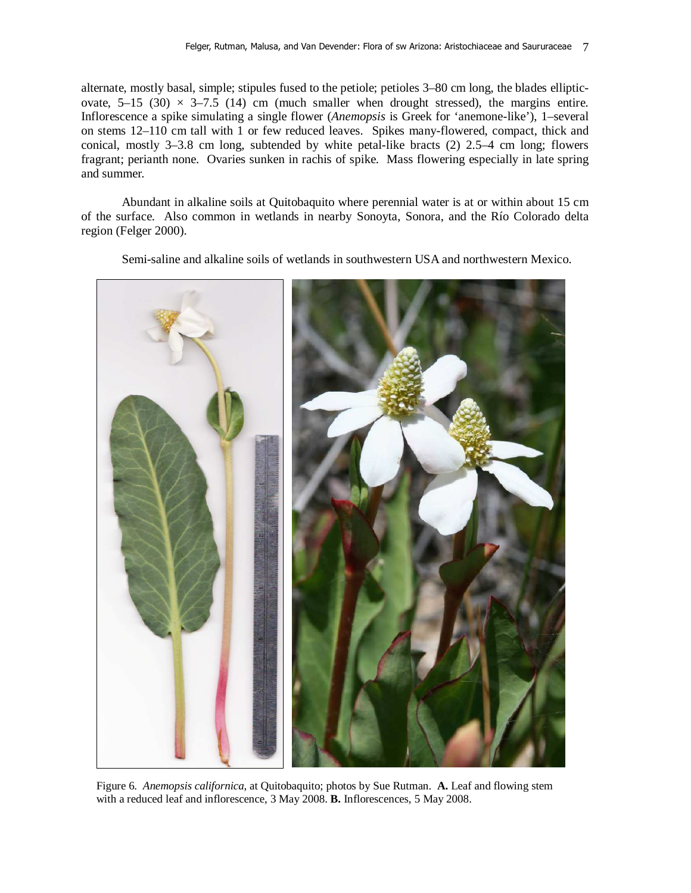alternate, mostly basal, simple; stipules fused to the petiole; petioles 3–80 cm long, the blades elliptic-ovate, 5–15 (30) × 3–7.5 (14) cm (much smaller when drought stressed), the margins entire. Inflorescence a spike simulating a single flower (*Anemopsis* is Greek for 'anemone-like'), 1–several on stems 12–110 cm tall with 1 or few reduced leaves. Spikes many-flowered, compact, thick and conical, mostly 3–3.8 cm long, subtended by white petal-like bracts (2) 2.5–4 cm long; flowers fragrant; perianth none. Ovaries sunken in rachis of spike. Mass flowering especially in late spring and summer.

Abundant in alkaline soils at Quitobaquito where perennial water is at or within about 15 cm of the surface. Also common in wetlands in nearby Sonoyta, Sonora, and the Río Colorado delta region (Felger 2000).

Semi-saline and alkaline soils of wetlands in southwestern USA and northwestern Mexico.

Figure 6. *Anemopsis californica*, at Quitobaquito; photos by Sue Rutman. **A.** Leaf and flowing stem with a reduced leaf and inflorescence, 3 May 2008. **B.** Inflorescences, 5 May 2008.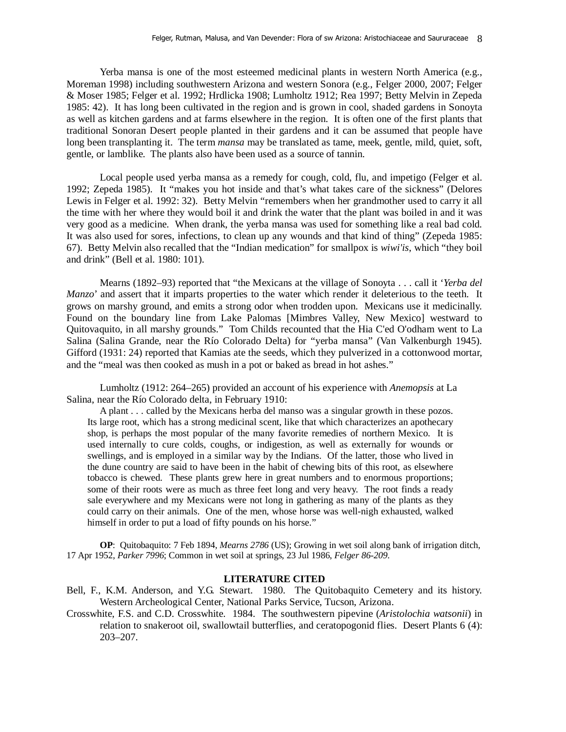Yerba mansa is one of the most esteemed medicinal plants in western North America (e.g., Moreman 1998) including southwestern Arizona and western Sonora (e.g., Felger 2000, 2007; Felger & Moser 1985; Felger et al. 1992; Hrdlicka 1908; Lumholtz 1912; Rea 1997; Betty Melvin in Zepeda 1985: 42). It has long been cultivated in the region and is grown in cool, shaded gardens in Sonoyta as well as kitchen gardens and at farms elsewhere in the region. It is often one of the first plants that traditional Sonoran Desert people planted in their gardens and it can be assumed that people have long been transplanting it. The term *mansa* may be translated as tame, meek, gentle, mild, quiet, soft, gentle, or lamblike. The plants also have been used as a source of tannin.

Local people used yerba mansa as a remedy for cough, cold, flu, and impetigo (Felger et al. 1992; Zepeda 1985). It "makes you hot inside and that's what takes care of the sickness" (Delores Lewis in Felger et al. 1992: 32). Betty Melvin "remembers when her grandmother used to carry it all the time with her where they would boil it and drink the water that the plant was boiled in and it was very good as a medicine. When drank, the yerba mansa was used for something like a real bad cold. It was also used for sores, infections, to clean up any wounds and that kind of thing" (Zepeda 1985: 67). Betty Melvin also recalled that the "Indian medication" for smallpox is *wiwi'is*, which "they boil and drink" (Bell et al. 1980: 101).

Mearns (1892–93) reported that "the Mexicans at the village of Sonoyta . . . call it '*Yerba del Manzo*' and assert that it imparts properties to the water which render it deleterious to the teeth. It grows on marshy ground, and emits a strong odor when trodden upon. Mexicans use it medicinally. Found on the boundary line from Lake Palomas [Mimbres Valley, New Mexico] westward to Quitovaquito, in all marshy grounds." Tom Childs recounted that the Hia C'ed O'odham went to La Salina (Salina Grande, near the Río Colorado Delta) for "yerba mansa" (Van Valkenburgh 1945). Gifford (1931: 24) reported that Kamias ate the seeds, which they pulverized in a cottonwood mortar, and the "meal was then cooked as mush in a pot or baked as bread in hot ashes."

Lumholtz (1912: 264–265) provided an account of his experience with *Anemopsis* at La Salina, near the Río Colorado delta, in February 1910:

> A plant . . . called by the Mexicans herba del manso was a singular growth in these pozos. Its large root, which has a strong medicinal scent, like that which characterizes an apothecary shop, is perhaps the most popular of the many favorite remedies of northern Mexico. It is used internally to cure colds, coughs, or indigestion, as well as externally for wounds or swellings, and is employed in a similar way by the Indians. Of the latter, those who lived in the dune country are said to have been in the habit of chewing bits of this root, as elsewhere tobacco is chewed. These plants grew here in great numbers and to enormous proportions; some of their roots were as much as three feet long and very heavy. The root finds a ready sale everywhere and my Mexicans were not long in gathering as many of the plants as they could carry on their animals. One of the men, whose horse was well-nigh exhausted, walked himself in order to put a load of fifty pounds on his horse."

**OP**: Quitobaquito: 7 Feb 1894, *Mearns 2786* (US); Growing in wet soil along bank of irrigation ditch, 17 Apr 1952, *Parker 7996*; Common in wet soil at springs, 23 Jul 1986, *Felger 86-209*.

## LITERATURE CITED

Bell, F., K.M. Anderson, and Y.G. Stewart. 1980. The Quitobaquito Cemetery and its history. Western Archeological Center, National Parks Service, Tucson, Arizona.

Crosswhite, F.S. and C.D. Crosswhite. 1984. The southwestern pipevine (*Aristolochia watsonii*) in relation to snakeroot oil, swallowtail butterflies, and ceratopogonid flies. Desert Plants 6 (4): 203–207.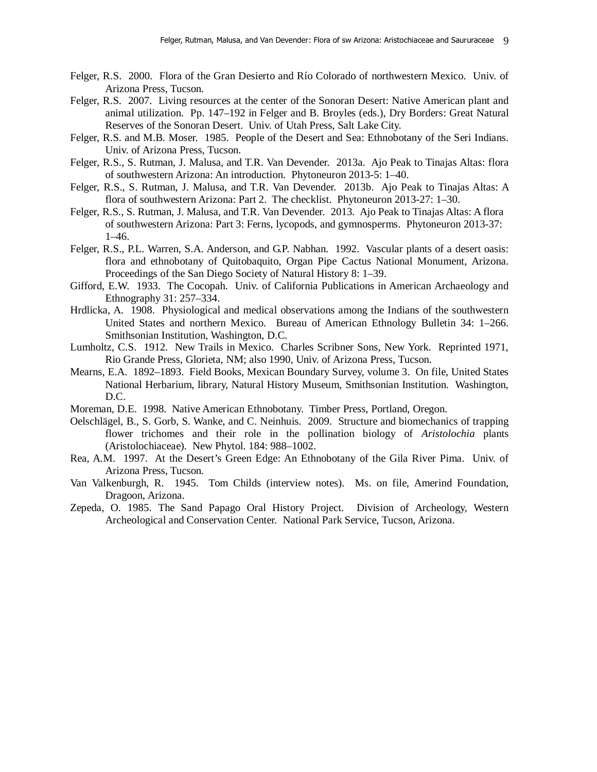Felger, R.S. 2000. Flora of the Gran Desierto and Río Colorado of northwestern Mexico. Univ. of Arizona Press, Tucson.

Felger, R.S. 2007. Living resources at the center of the Sonoran Desert: Native American plant and animal utilization. Pp. 147–192 in Felger and B. Broyles (eds.), Dry Borders: Great Natural Reserves of the Sonoran Desert. Univ. of Utah Press, Salt Lake City.

Felger, R.S. and M.B. Moser. 1985. People of the Desert and Sea: Ethnobotany of the Seri Indians. Univ. of Arizona Press, Tucson.

Felger, R.S., S. Rutman, J. Malusa, and T.R. Van Devender. 2013a. Ajo Peak to Tinajas Altas: flora of southwestern Arizona: An introduction. Phytoneuron 2013-5: 1–40.

Felger, R.S., S. Rutman, J. Malusa, and T.R. Van Devender. 2013b. Ajo Peak to Tinajas Altas: A flora of southwestern Arizona: Part 2. The checklist. Phytoneuron 2013-27: 1–30.

Felger, R.S., S. Rutman, J. Malusa, and T.R. Van Devender. 2013. Ajo Peak to Tinajas Altas: A flora of southwestern Arizona: Part 3: Ferns, lycopods, and gymnosperms. Phytoneuron 2013-37: 1–46.

Felger, R.S., P.L. Warren, S.A. Anderson, and G.P. Nabhan. 1992. Vascular plants of a desert oasis: flora and ethnobotany of Quitobaquito, Organ Pipe Cactus National Monument, Arizona. Proceedings of the San Diego Society of Natural History 8: 1–39.

Gifford, E.W. 1933. The Cocopah. Univ. of California Publications in American Archaeology and Ethnography 31: 257–334.

Hrdlicka, A. 1908. Physiological and medical observations among the Indians of the southwestern United States and northern Mexico. Bureau of American Ethnology Bulletin 34: 1–266. Smithsonian Institution, Washington, D.C.

Lumholtz, C.S. 1912. New Trails in Mexico. Charles Scribner Sons, New York. Reprinted 1971, Rio Grande Press, Glorieta, NM; also 1990, Univ. of Arizona Press, Tucson.

Mearns, E.A. 1892–1893. Field Books, Mexican Boundary Survey, volume 3. On file, United States National Herbarium, library, Natural History Museum, Smithsonian Institution. Washington, D.C.

Moreman, D.E. 1998. Native American Ethnobotany. Timber Press, Portland, Oregon.

Oelschlägel, B., S. Gorb, S. Wanke, and C. Neinhuis. 2009. Structure and biomechanics of trapping flower trichomes and their role in the pollination biology of *Aristolochia* plants (Aristolochiaceae). New Phytol. 184: 988–1002.

Rea, A.M. 1997. At the Desert's Green Edge: An Ethnobotany of the Gila River Pima. Univ. of Arizona Press, Tucson.

Van Valkenburgh, R. 1945. Tom Childs (interview notes). Ms. on file, Amerind Foundation, Dragoon, Arizona.

Zepeda, O. 1985. The Sand Papago Oral History Project. Division of Archeology, Western Archeological and Conservation Center. National Park Service, Tucson, Arizona.